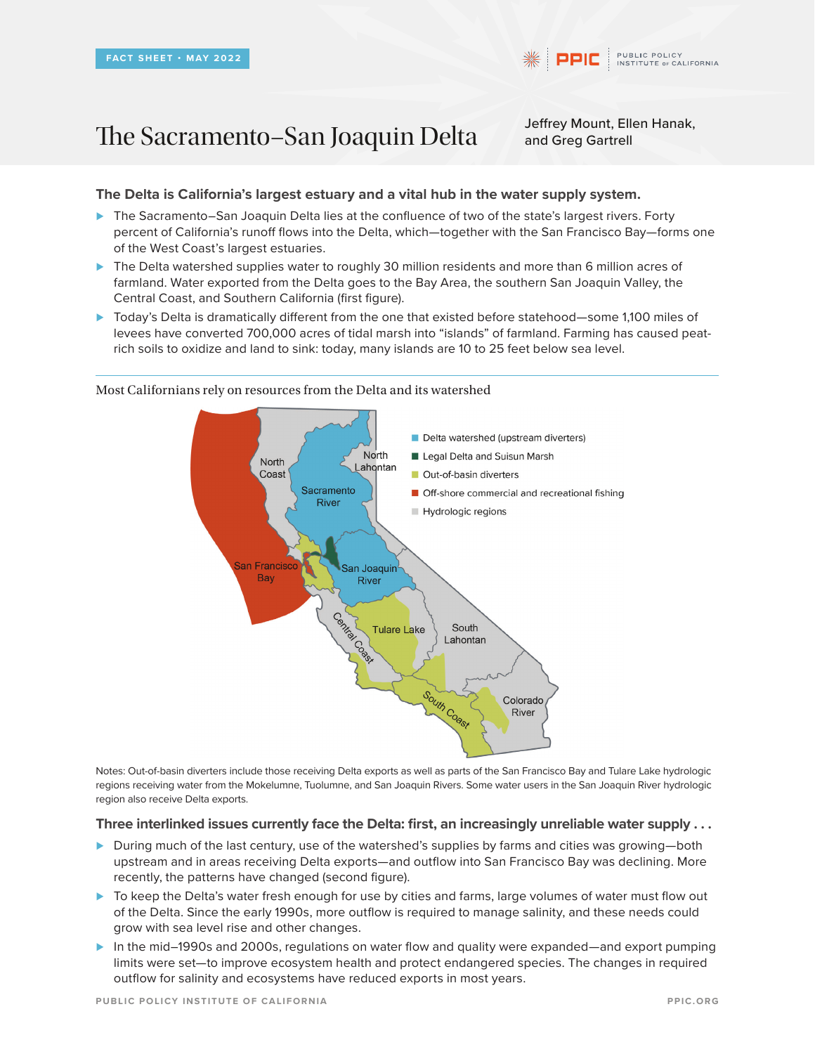FACT SHEET • MAY 2022

# The Sacramento–San Joaquin Delta

Jeffrey Mount, Ellen Hanak, and Greg Gartrell

### The Delta is California's largest estuary and a vital hub in the water supply system.

- The Sacramento–San Joaquin Delta lies at the confluence of two of the state's largest rivers. Forty percent of California's runoff flows into the Delta, which—together with the San Francisco Bay—forms one of the West Coast's largest estuaries.
- The Delta watershed supplies water to roughly 30 million residents and more than 6 million acres of farmland. Water exported from the Delta goes to the Bay Area, the southern San Joaquin Valley, the Central Coast, and Southern California (first figure).
- Today's Delta is dramatically different from the one that existed before statehood—some 1,100 miles of levees have converted 700,000 acres of tidal marsh into "islands" of farmland. Farming has caused peat-rich soils to oxidize and land to sink: today, many islands are 10 to 25 feet below sea level.

Most Californians rely on resources from the Delta and its watershed

Notes: Out-of-basin diverters include those receiving Delta exports as well as parts of the San Francisco Bay and Tulare Lake hydrologic regions receiving water from the Mokelumne, Tuolumne, and San Joaquin Rivers. Some water users in the San Joaquin River hydrologic region also receive Delta exports.

### Three interlinked issues currently face the Delta: first, an increasingly unreliable water supply . . .

- During much of the last century, use of the watershed's supplies by farms and cities was growing—both upstream and in areas receiving Delta exports—and outflow into San Francisco Bay was declining. More recently, the patterns have changed (second figure).
- To keep the Delta's water fresh enough for use by cities and farms, large volumes of water must flow out of the Delta. Since the early 1990s, more outflow is required to manage salinity, and these needs could grow with sea level rise and other changes.
- In the mid–1990s and 2000s, regulations on water flow and quality were expanded—and export pumping limits were set—to improve ecosystem health and protect endangered species. The changes in required outflow for salinity and ecosystems have reduced exports in most years.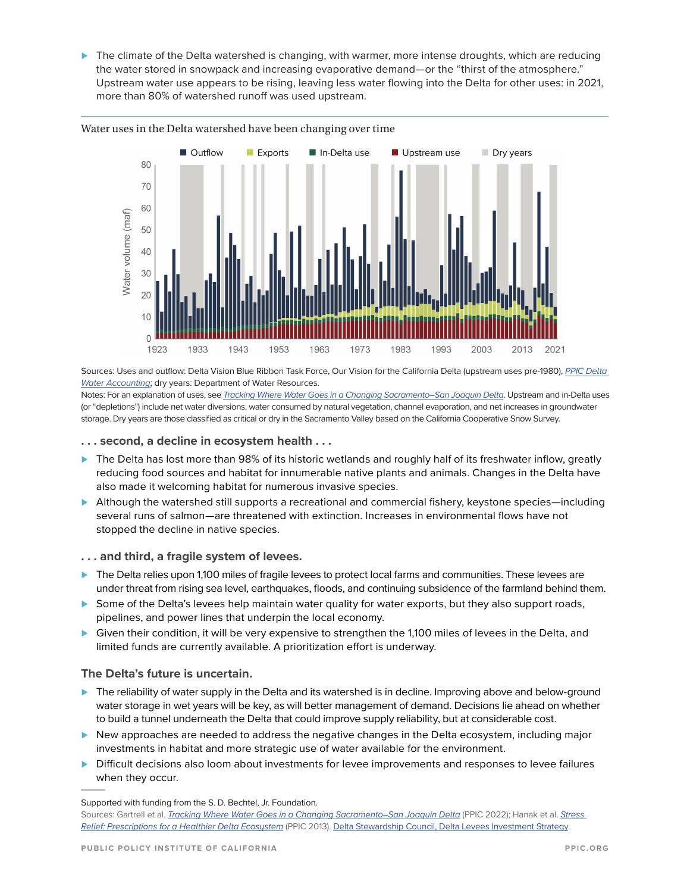- The climate of the Delta watershed is changing, with warmer, more intense droughts, which are reducing the water stored in snowpack and increasing evaporative demand—or the "thirst of the atmosphere." Upstream water use appears to be rising, leaving less water flowing into the Delta for other uses: in 2021, more than 80% of watershed runoff was used upstream.

Water uses in the Delta watershed have been changing over time

Outflow
Exports
In-Delta use
Upstream use
Dry years

Water volume (maf)

80
70
60
50
40
30
20
10
0

1923
1933
1943
1953
1963
1973
1983
1993
2003
2013
2021

Sources: Uses and outflow: Delta Vision Blue Ribbon Task Force, Our Vision for the California Delta (upstream uses pre-1980), PPIC Delta Water Accounting; dry years: Department of Water Resources.
Notes: For an explanation of uses, see *Tracking Where Water Goes in a Changing Sacramento–San Joaquin Delta*. Upstream and in-Delta uses (or "depletions") include net water diversions, water consumed by natural vegetation, channel evaporation, and net increases in groundwater storage. Dry years are those classified as critical or dry in the Sacramento Valley based on the California Cooperative Snow Survey.

### . . . second, a decline in ecosystem health . . .

- The Delta has lost more than 98% of its historic wetlands and roughly half of its freshwater inflow, greatly reducing food sources and habitat for innumerable native plants and animals. Changes in the Delta have also made it welcoming habitat for numerous invasive species.
- Although the watershed still supports a recreational and commercial fishery, keystone species—including several runs of salmon—are threatened with extinction. Increases in environmental flows have not stopped the decline in native species.

### . . . and third, a fragile system of levees.

- The Delta relies upon 1,100 miles of fragile levees to protect local farms and communities. These levees are under threat from rising sea level, earthquakes, floods, and continuing subsidence of the farmland behind them.
- Some of the Delta's levees help maintain water quality for water exports, but they also support roads, pipelines, and power lines that underpin the local economy.
- Given their condition, it will be very expensive to strengthen the 1,100 miles of levees in the Delta, and limited funds are currently available. A prioritization effort is underway.

## The Delta's future is uncertain.

- The reliability of water supply in the Delta and its watershed is in decline. Improving above and below-ground water storage in wet years will be key, as will better management of demand. Decisions lie ahead on whether to build a tunnel underneath the Delta that could improve supply reliability, but at considerable cost.
- New approaches are needed to address the negative changes in the Delta ecosystem, including major investments in habitat and more strategic use of water available for the environment.
- Difficult decisions also loom about investments for levee improvements and responses to levee failures when they occur.

---

Supported with funding from the S. D. Bechtel, Jr. Foundation.

Sources: Gartrell et al. *Tracking Where Water Goes in a Changing Sacramento–San Joaquin Delta* (PPIC 2022); Hanak et al. *Stress Relief: Prescriptions for a Healthier Delta Ecosystem* (PPIC 2013). Delta Stewardship Council, Delta Levees Investment Strategy.